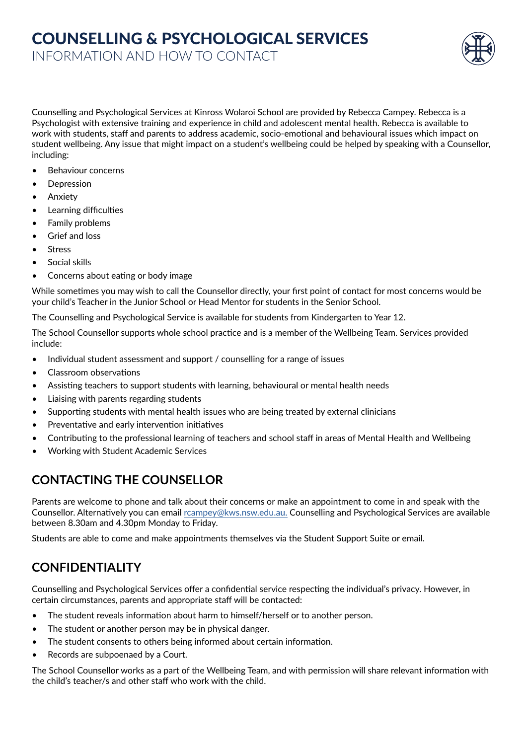# COUNSELLING & PSYCHOLOGICAL SERVICES

INFORMATION AND HOW TO CONTACT

Counselling and Psychological Services at Kinross Wolaroi School are provided by Rebecca Campey. Rebecca is a Psychologist with extensive training and experience in child and adolescent mental health. Rebecca is available to work with students, staff and parents to address academic, socio-emotional and behavioural issues which impact on student wellbeing. Any issue that might impact on a student's wellbeing could be helped by speaking with a Counsellor, including:

- Behaviour concerns
- Depression
- Anxiety
- Learning difficulties
- Family problems
- Grief and loss
- Stress
- Social skills
- Concerns about eating or body image

While sometimes you may wish to call the Counsellor directly, your first point of contact for most concerns would be your child's Teacher in the Junior School or Head Mentor for students in the Senior School.

The Counselling and Psychological Service is available for students from Kindergarten to Year 12.

The School Counsellor supports whole school practice and is a member of the Wellbeing Team. Services provided include:

- Individual student assessment and support / counselling for a range of issues
- Classroom observations
- Assisting teachers to support students with learning, behavioural or mental health needs
- Liaising with parents regarding students
- Supporting students with mental health issues who are being treated by external clinicians
- Preventative and early intervention initiatives
- Contributing to the professional learning of teachers and school staff in areas of Mental Health and Wellbeing
- Working with Student Academic Services

## CONTACTING THE COUNSELLOR

Parents are welcome to phone and talk about their concerns or make an appointment to come in and speak with the Counsellor. Alternatively you can email rcampey@kws.nsw.edu.au. Counselling and Psychological Services are available between 8.30am and 4.30pm Monday to Friday.

Students are able to come and make appointments themselves via the Student Support Suite or email.

## CONFIDENTIALITY

Counselling and Psychological Services offer a confidential service respecting the individual's privacy. However, in certain circumstances, parents and appropriate staff will be contacted:

- The student reveals information about harm to himself/herself or to another person.
- The student or another person may be in physical danger.
- The student consents to others being informed about certain information.
- Records are subpoenaed by a Court.

The School Counsellor works as a part of the Wellbeing Team, and with permission will share relevant information with the child's teacher/s and other staff who work with the child.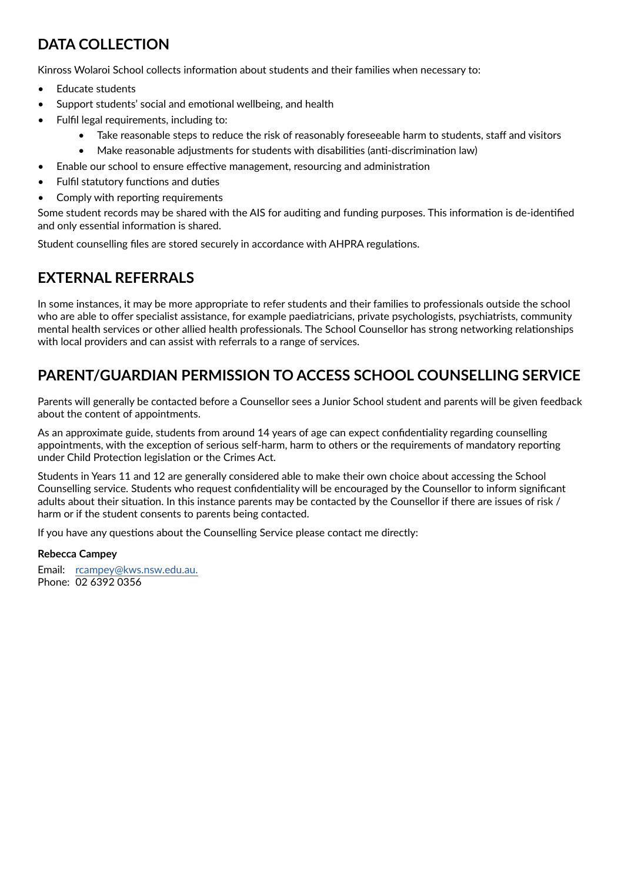## DATA COLLECTION

Kinross Wolaroi School collects information about students and their families when necessary to:

- Educate students
- Support students' social and emotional wellbeing, and health
- Fulfil legal requirements, including to:
    - Take reasonable steps to reduce the risk of reasonably foreseeable harm to students, staff and visitors
    - Make reasonable adjustments for students with disabilities (anti-discrimination law)
- Enable our school to ensure effective management, resourcing and administration
- Fulfil statutory functions and duties
- Comply with reporting requirements

Some student records may be shared with the AIS for auditing and funding purposes. This information is de-identified and only essential information is shared.

Student counselling files are stored securely in accordance with AHPRA regulations.

## EXTERNAL REFERRALS

In some instances, it may be more appropriate to refer students and their families to professionals outside the school who are able to offer specialist assistance, for example paediatricians, private psychologists, psychiatrists, community mental health services or other allied health professionals. The School Counsellor has strong networking relationships with local providers and can assist with referrals to a range of services.

## PARENT/GUARDIAN PERMISSION TO ACCESS SCHOOL COUNSELLING SERVICE

Parents will generally be contacted before a Counsellor sees a Junior School student and parents will be given feedback about the content of appointments.

As an approximate guide, students from around 14 years of age can expect confidentiality regarding counselling appointments, with the exception of serious self-harm, harm to others or the requirements of mandatory reporting under Child Protection legislation or the Crimes Act.

Students in Years 11 and 12 are generally considered able to make their own choice about accessing the School Counselling service. Students who request confidentiality will be encouraged by the Counsellor to inform significant adults about their situation. In this instance parents may be contacted by the Counsellor if there are issues of risk / harm or if the student consents to parents being contacted.

If you have any questions about the Counselling Service please contact me directly:

**Rebecca Campey**

Email: rcampey@kws.nsw.edu.au.
Phone: 02 6392 0356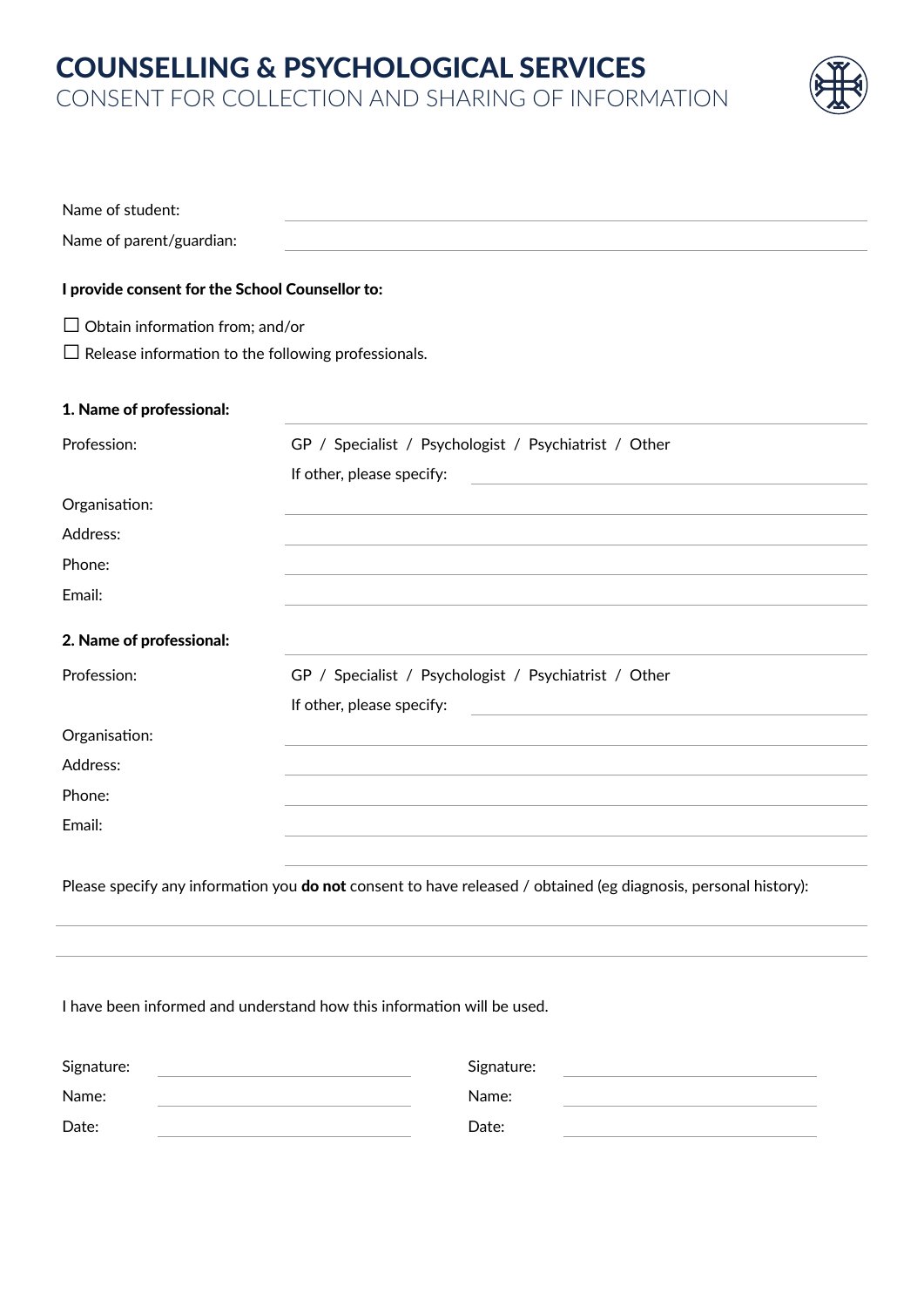# COUNSELLING & PSYCHOLOGICAL SERVICES

## CONSENT FOR COLLECTION AND SHARING OF INFORMATION

Name of student: ______________________________

Name of parent/guardian: ______________________________

**I provide consent for the School Counsellor to:**

☐ Obtain information from; and/or

☐ Release information to the following professionals.

**1. Name of professional:** ______________________________

Profession: GP / Specialist / Psychologist / Psychiatrist / Other

If other, please specify: ______________________________

Organisation: ______________________________

Address: ______________________________

Phone: ______________________________

Email: ______________________________

**2. Name of professional:** ______________________________

Profession: GP / Specialist / Psychologist / Psychiatrist / Other

If other, please specify: ______________________________

Organisation: ______________________________

Address: ______________________________

Phone: ______________________________

Email: ______________________________

Please specify any information you **do not** consent to have released / obtained (eg diagnosis, personal history):

______________________________

______________________________

I have been informed and understand how this information will be used.

Signature: ______________________________

Name: ______________________________

Date: ______________________________

Signature: ______________________________

Name: ______________________________

Date: ______________________________